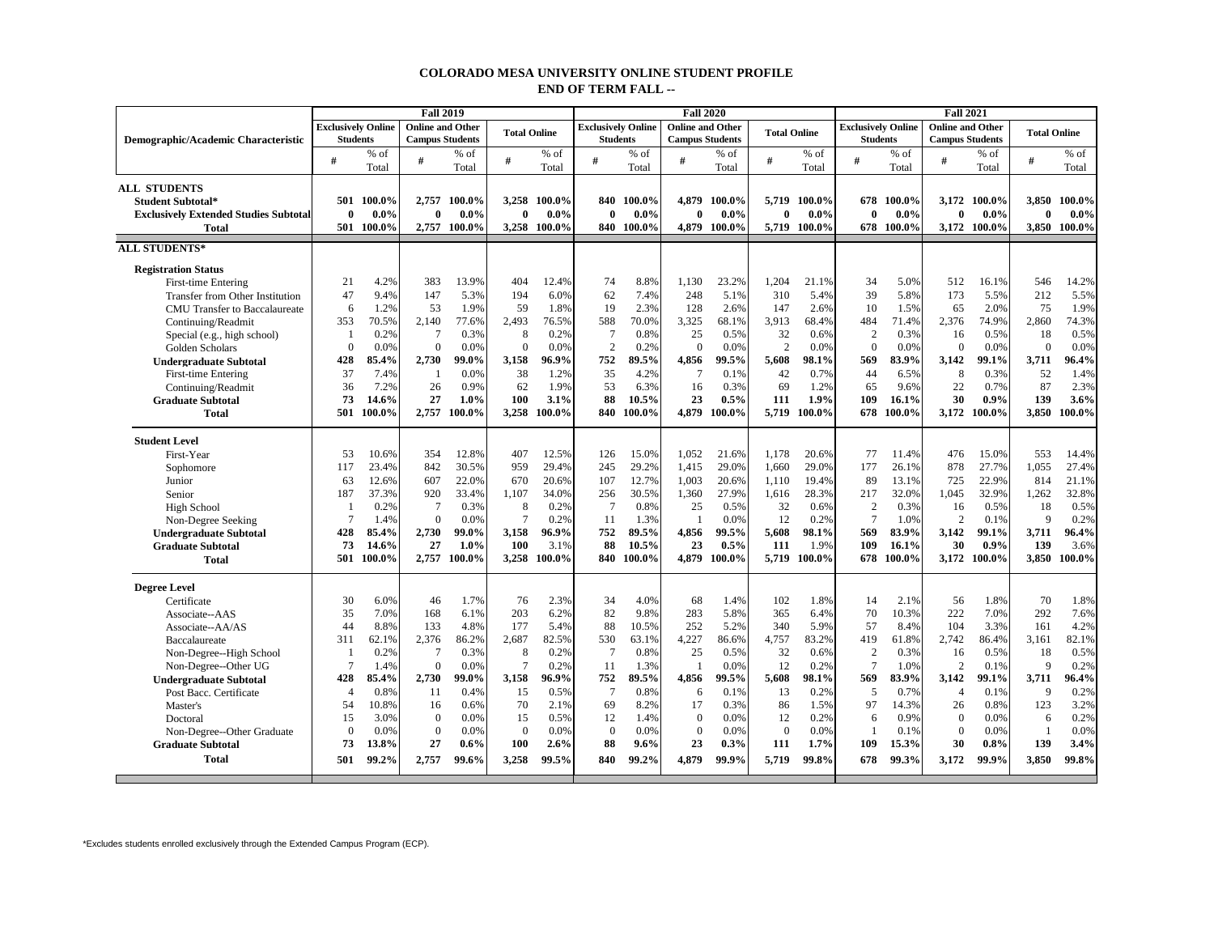# COLORADO MESA UNIVERSITY ONLINE STUDENT PROFILE
## END OF TERM FALL --

| Demographic/Academic Characteristic | Fall 2019 | | | | | | Fall 2020 | | | | | | Fall 2021 | | | | | |
|---|---|---|---|---|---|---|---|---|---|---|---|---|---|---|---|---|---|---|
| | Exclusively Online Students | | Online and Other Campus Students | | Total Online | | Exclusively Online Students | | Online and Other Campus Students | | Total Online | | Exclusively Online Students | | Online and Other Campus Students | | Total Online | |
| | # | % of Total | # | % of Total | # | % of Total | # | % of Total | # | % of Total | # | % of Total | # | % of Total | # | % of Total | # | % of Total |
| **ALL STUDENTS** | | | | | | | | | | | | | | | | | | |
| **Student Subtotal*** | **501** | **100.0%** | **2,757** | **100.0%** | **3,258** | **100.0%** | **840** | **100.0%** | **4,879** | **100.0%** | **5,719** | **100.0%** | **678** | **100.0%** | **3,172** | **100.0%** | **3,850** | **100.0%** |
| **Exclusively Extended Studies Subtotal** | **0** | **0.0%** | **0** | **0.0%** | **0** | **0.0%** | **0** | **0.0%** | **0** | **0.0%** | **0** | **0.0%** | **0** | **0.0%** | **0** | **0.0%** | **0** | **0.0%** |
| **Total** | **501** | **100.0%** | **2,757** | **100.0%** | **3,258** | **100.0%** | **840** | **100.0%** | **4,879** | **100.0%** | **5,719** | **100.0%** | **678** | **100.0%** | **3,172** | **100.0%** | **3,850** | **100.0%** |
| **ALL STUDENTS*** | | | | | | | | | | | | | | | | | | |
| **Registration Status** | | | | | | | | | | | | | | | | | | |
| First-time Entering | 21 | 4.2% | 383 | 13.9% | 404 | 12.4% | 74 | 8.8% | 1,130 | 23.2% | 1,204 | 21.1% | 34 | 5.0% | 512 | 16.1% | 546 | 14.2% |
| Transfer from Other Institution | 47 | 9.4% | 147 | 5.3% | 194 | 6.0% | 62 | 7.4% | 248 | 5.1% | 310 | 5.4% | 39 | 5.8% | 173 | 5.5% | 212 | 5.5% |
| CMU Transfer to Baccalaureate | 6 | 1.2% | 53 | 1.9% | 59 | 1.8% | 19 | 2.3% | 128 | 2.6% | 147 | 2.6% | 10 | 1.5% | 65 | 2.0% | 75 | 1.9% |
| Continuing/Readmit | 353 | 70.5% | 2,140 | 77.6% | 2,493 | 76.5% | 588 | 70.0% | 3,325 | 68.1% | 3,913 | 68.4% | 484 | 71.4% | 2,376 | 74.9% | 2,860 | 74.3% |
| Special (e.g., high school) | 1 | 0.2% | 7 | 0.3% | 8 | 0.2% | 7 | 0.8% | 25 | 0.5% | 32 | 0.6% | 2 | 0.3% | 16 | 0.5% | 18 | 0.5% |
| Golden Scholars | 0 | 0.0% | 0 | 0.0% | 0 | 0.0% | 2 | 0.2% | 0 | 0.0% | 2 | 0.0% | 0 | 0.0% | 0 | 0.0% | 0 | 0.0% |
| **Undergraduate Subtotal** | **428** | **85.4%** | **2,730** | **99.0%** | **3,158** | **96.9%** | **752** | **89.5%** | **4,856** | **99.5%** | **5,608** | **98.1%** | **569** | **83.9%** | **3,142** | **99.1%** | **3,711** | **96.4%** |
| First-time Entering | 37 | 7.4% | 1 | 0.0% | 38 | 1.2% | 35 | 4.2% | 7 | 0.1% | 42 | 0.7% | 44 | 6.5% | 8 | 0.3% | 52 | 1.4% |
| Continuing/Readmit | 36 | 7.2% | 26 | 0.9% | 62 | 1.9% | 53 | 6.3% | 16 | 0.3% | 69 | 1.2% | 65 | 9.6% | 22 | 0.7% | 87 | 2.3% |
| **Graduate Subtotal** | **73** | **14.6%** | **27** | **1.0%** | **100** | **3.1%** | **88** | **10.5%** | **23** | **0.5%** | **111** | **1.9%** | **109** | **16.1%** | **30** | **0.9%** | **139** | **3.6%** |
| **Total** | **501** | **100.0%** | **2,757** | **100.0%** | **3,258** | **100.0%** | **840** | **100.0%** | **4,879** | **100.0%** | **5,719** | **100.0%** | **678** | **100.0%** | **3,172** | **100.0%** | **3,850** | **100.0%** |
| **Student Level** | | | | | | | | | | | | | | | | | | |
| First-Year | 53 | 10.6% | 354 | 12.8% | 407 | 12.5% | 126 | 15.0% | 1,052 | 21.6% | 1,178 | 20.6% | 77 | 11.4% | 476 | 15.0% | 553 | 14.4% |
| Sophomore | 117 | 23.4% | 842 | 30.5% | 959 | 29.4% | 245 | 29.2% | 1,415 | 29.0% | 1,660 | 29.0% | 177 | 26.1% | 878 | 27.7% | 1,055 | 27.4% |
| Junior | 63 | 12.6% | 607 | 22.0% | 670 | 20.6% | 107 | 12.7% | 1,003 | 20.6% | 1,110 | 19.4% | 89 | 13.1% | 725 | 22.9% | 814 | 21.1% |
| Senior | 187 | 37.3% | 920 | 33.4% | 1,107 | 34.0% | 256 | 30.5% | 1,360 | 27.9% | 1,616 | 28.3% | 217 | 32.0% | 1,045 | 32.9% | 1,262 | 32.8% |
| High School | 1 | 0.2% | 7 | 0.3% | 8 | 0.2% | 7 | 0.8% | 25 | 0.5% | 32 | 0.6% | 2 | 0.3% | 16 | 0.5% | 18 | 0.5% |
| Non-Degree Seeking | 7 | 1.4% | 0 | 0.0% | 7 | 0.2% | 11 | 1.3% | 1 | 0.0% | 12 | 0.2% | 7 | 1.0% | 2 | 0.1% | 9 | 0.2% |
| **Undergraduate Subtotal** | **428** | **85.4%** | **2,730** | **99.0%** | **3,158** | **96.9%** | **752** | **89.5%** | **4,856** | **99.5%** | **5,608** | **98.1%** | **569** | **83.9%** | **3,142** | **99.1%** | **3,711** | **96.4%** |
| **Graduate Subtotal** | **73** | **14.6%** | **27** | **1.0%** | **100** | 3.1% | **88** | **10.5%** | **23** | **0.5%** | **111** | 1.9% | **109** | **16.1%** | **30** | **0.9%** | **139** | 3.6% |
| **Total** | **501** | **100.0%** | **2,757** | **100.0%** | **3,258** | **100.0%** | **840** | **100.0%** | **4,879** | **100.0%** | **5,719** | **100.0%** | **678** | **100.0%** | **3,172** | **100.0%** | **3,850** | **100.0%** |
| **Degree Level** | | | | | | | | | | | | | | | | | | |
| Certificate | 30 | 6.0% | 46 | 1.7% | 76 | 2.3% | 34 | 4.0% | 68 | 1.4% | 102 | 1.8% | 14 | 2.1% | 56 | 1.8% | 70 | 1.8% |
| Associate--AAS | 35 | 7.0% | 168 | 6.1% | 203 | 6.2% | 82 | 9.8% | 283 | 5.8% | 365 | 6.4% | 70 | 10.3% | 222 | 7.0% | 292 | 7.6% |
| Associate--AA/AS | 44 | 8.8% | 133 | 4.8% | 177 | 5.4% | 88 | 10.5% | 252 | 5.2% | 340 | 5.9% | 57 | 8.4% | 104 | 3.3% | 161 | 4.2% |
| Baccalaureate | 311 | 62.1% | 2,376 | 86.2% | 2,687 | 82.5% | 530 | 63.1% | 4,227 | 86.6% | 4,757 | 83.2% | 419 | 61.8% | 2,742 | 86.4% | 3,161 | 82.1% |
| Non-Degree--High School | 1 | 0.2% | 7 | 0.3% | 8 | 0.2% | 7 | 0.8% | 25 | 0.5% | 32 | 0.6% | 2 | 0.3% | 16 | 0.5% | 18 | 0.5% |
| Non-Degree--Other UG | 7 | 1.4% | 0 | 0.0% | 7 | 0.2% | 11 | 1.3% | 1 | 0.0% | 12 | 0.2% | 7 | 1.0% | 2 | 0.1% | 9 | 0.2% |
| **Undergraduate Subtotal** | **428** | **85.4%** | **2,730** | **99.0%** | **3,158** | **96.9%** | **752** | **89.5%** | **4,856** | **99.5%** | **5,608** | **98.1%** | **569** | **83.9%** | **3,142** | **99.1%** | **3,711** | **96.4%** |
| Post Bacc. Certificate | 4 | 0.8% | 11 | 0.4% | 15 | 0.5% | 7 | 0.8% | 6 | 0.1% | 13 | 0.2% | 5 | 0.7% | 4 | 0.1% | 9 | 0.2% |
| Master's | 54 | 10.8% | 16 | 0.6% | 70 | 2.1% | 69 | 8.2% | 17 | 0.3% | 86 | 1.5% | 97 | 14.3% | 26 | 0.8% | 123 | 3.2% |
| Doctoral | 15 | 3.0% | 0 | 0.0% | 15 | 0.5% | 12 | 1.4% | 0 | 0.0% | 12 | 0.2% | 6 | 0.9% | 0 | 0.0% | 6 | 0.2% |
| Non-Degree--Other Graduate | 0 | 0.0% | 0 | 0.0% | 0 | 0.0% | 0 | 0.0% | 0 | 0.0% | 0 | 0.0% | 1 | 0.1% | 0 | 0.0% | 1 | 0.0% |
| **Graduate Subtotal** | **73** | **13.8%** | **27** | **0.6%** | **100** | **2.6%** | **88** | **9.6%** | **23** | **0.3%** | **111** | **1.7%** | **109** | **15.3%** | **30** | **0.8%** | **139** | **3.4%** |
| **Total** | **501** | **99.2%** | **2,757** | **99.6%** | **3,258** | **99.5%** | **840** | **99.2%** | **4,879** | **99.9%** | **5,719** | **99.8%** | **678** | **99.3%** | **3,172** | **99.9%** | **3,850** | **99.8%** |

*Excludes students enrolled exclusively through the Extended Campus Program (ECP).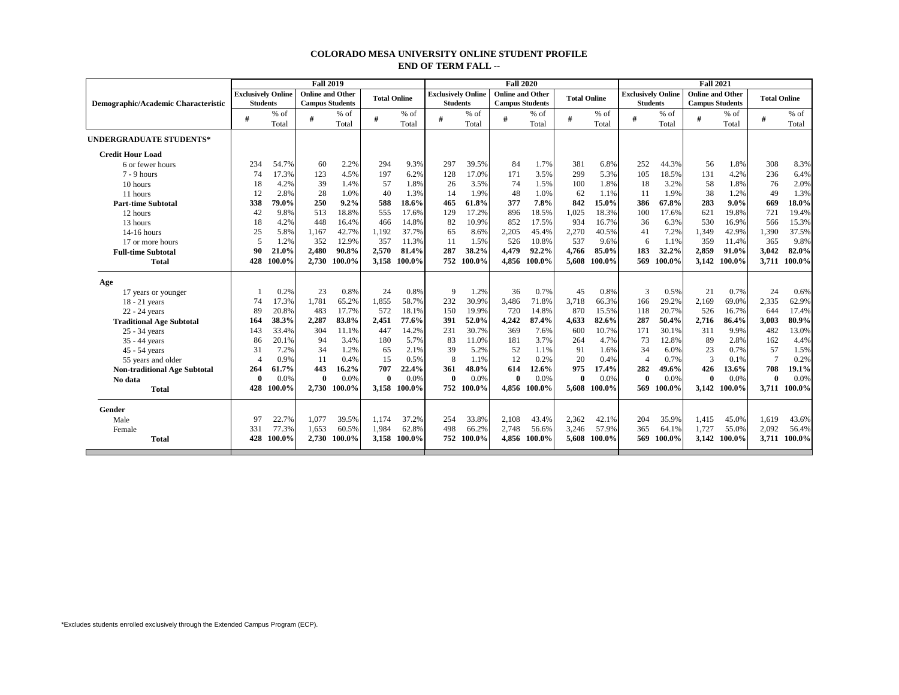# COLORADO MESA UNIVERSITY ONLINE STUDENT PROFILE
## END OF TERM FALL --

| Demographic/Academic Characteristic | Fall 2019 | | | | | | Fall 2020 | | | | | | Fall 2021 | | | | | |
|---|---|---|---|---|---|---|---|---|---|---|---|---|---|---|---|---|---|---|
| | Exclusively Online Students | | Online and Other Campus Students | | Total Online | | Exclusively Online Students | | Online and Other Campus Students | | Total Online | | Exclusively Online Students | | Online and Other Campus Students | | Total Online | |
| | # | % of Total | # | % of Total | # | % of Total | # | % of Total | # | % of Total | # | % of Total | # | % of Total | # | % of Total | # | % of Total |
| **UNDERGRADUATE STUDENTS*** | | | | | | | | | | | | | | | | | | |
| **Credit Hour Load** | | | | | | | | | | | | | | | | | | |
| 6 or fewer hours | 234 | 54.7% | 60 | 2.2% | 294 | 9.3% | 297 | 39.5% | 84 | 1.7% | 381 | 6.8% | 252 | 44.3% | 56 | 1.8% | 308 | 8.3% |
| 7 - 9 hours | 74 | 17.3% | 123 | 4.5% | 197 | 6.2% | 128 | 17.0% | 171 | 3.5% | 299 | 5.3% | 105 | 18.5% | 131 | 4.2% | 236 | 6.4% |
| 10 hours | 18 | 4.2% | 39 | 1.4% | 57 | 1.8% | 26 | 3.5% | 74 | 1.5% | 100 | 1.8% | 18 | 3.2% | 58 | 1.8% | 76 | 2.0% |
| 11 hours | 12 | 2.8% | 28 | 1.0% | 40 | 1.3% | 14 | 1.9% | 48 | 1.0% | 62 | 1.1% | 11 | 1.9% | 38 | 1.2% | 49 | 1.3% |
| **Part-time Subtotal** | **338** | **79.0%** | **250** | **9.2%** | **588** | **18.6%** | **465** | **61.8%** | **377** | **7.8%** | **842** | **15.0%** | **386** | **67.8%** | **283** | **9.0%** | **669** | **18.0%** |
| 12 hours | 42 | 9.8% | 513 | 18.8% | 555 | 17.6% | 129 | 17.2% | 896 | 18.5% | 1,025 | 18.3% | 100 | 17.6% | 621 | 19.8% | 721 | 19.4% |
| 13 hours | 18 | 4.2% | 448 | 16.4% | 466 | 14.8% | 82 | 10.9% | 852 | 17.5% | 934 | 16.7% | 36 | 6.3% | 530 | 16.9% | 566 | 15.3% |
| 14-16 hours | 25 | 5.8% | 1,167 | 42.7% | 1,192 | 37.7% | 65 | 8.6% | 2,205 | 45.4% | 2,270 | 40.5% | 41 | 7.2% | 1,349 | 42.9% | 1,390 | 37.5% |
| 17 or more hours | 5 | 1.2% | 352 | 12.9% | 357 | 11.3% | 11 | 1.5% | 526 | 10.8% | 537 | 9.6% | 6 | 1.1% | 359 | 11.4% | 365 | 9.8% |
| **Full-time Subtotal** | **90** | **21.0%** | **2,480** | **90.8%** | **2,570** | **81.4%** | **287** | **38.2%** | **4,479** | **92.2%** | **4,766** | **85.0%** | **183** | **32.2%** | **2,859** | **91.0%** | **3,042** | **82.0%** |
| **Total** | **428** | **100.0%** | **2,730** | **100.0%** | **3,158** | **100.0%** | **752** | **100.0%** | **4,856** | **100.0%** | **5,608** | **100.0%** | **569** | **100.0%** | **3,142** | **100.0%** | **3,711** | **100.0%** |
| **Age** | | | | | | | | | | | | | | | | | | |
| 17 years or younger | 1 | 0.2% | 23 | 0.8% | 24 | 0.8% | 9 | 1.2% | 36 | 0.7% | 45 | 0.8% | 3 | 0.5% | 21 | 0.7% | 24 | 0.6% |
| 18 - 21 years | 74 | 17.3% | 1,781 | 65.2% | 1,855 | 58.7% | 232 | 30.9% | 3,486 | 71.8% | 3,718 | 66.3% | 166 | 29.2% | 2,169 | 69.0% | 2,335 | 62.9% |
| 22 - 24 years | 89 | 20.8% | 483 | 17.7% | 572 | 18.1% | 150 | 19.9% | 720 | 14.8% | 870 | 15.5% | 118 | 20.7% | 526 | 16.7% | 644 | 17.4% |
| **Traditional Age Subtotal** | **164** | **38.3%** | **2,287** | **83.8%** | **2,451** | **77.6%** | **391** | **52.0%** | **4,242** | **87.4%** | **4,633** | **82.6%** | **287** | **50.4%** | **2,716** | **86.4%** | **3,003** | **80.9%** |
| 25 - 34 years | 143 | 33.4% | 304 | 11.1% | 447 | 14.2% | 231 | 30.7% | 369 | 7.6% | 600 | 10.7% | 171 | 30.1% | 311 | 9.9% | 482 | 13.0% |
| 35 - 44 years | 86 | 20.1% | 94 | 3.4% | 180 | 5.7% | 83 | 11.0% | 181 | 3.7% | 264 | 4.7% | 73 | 12.8% | 89 | 2.8% | 162 | 4.4% |
| 45 - 54 years | 31 | 7.2% | 34 | 1.2% | 65 | 2.1% | 39 | 5.2% | 52 | 1.1% | 91 | 1.6% | 34 | 6.0% | 23 | 0.7% | 57 | 1.5% |
| 55 years and older | 4 | 0.9% | 11 | 0.4% | 15 | 0.5% | 8 | 1.1% | 12 | 0.2% | 20 | 0.4% | 4 | 0.7% | 3 | 0.1% | 7 | 0.2% |
| **Non-traditional Age Subtotal** | **264** | **61.7%** | **443** | **16.2%** | **707** | **22.4%** | **361** | **48.0%** | **614** | **12.6%** | **975** | **17.4%** | **282** | **49.6%** | **426** | **13.6%** | **708** | **19.1%** |
| **No data** | **0** | 0.0% | **0** | 0.0% | **0** | 0.0% | **0** | 0.0% | **0** | 0.0% | **0** | 0.0% | **0** | 0.0% | **0** | 0.0% | **0** | 0.0% |
| **Total** | **428** | **100.0%** | **2,730** | **100.0%** | **3,158** | **100.0%** | **752** | **100.0%** | **4,856** | **100.0%** | **5,608** | **100.0%** | **569** | **100.0%** | **3,142** | **100.0%** | **3,711** | **100.0%** |
| **Gender** | | | | | | | | | | | | | | | | | | |
| Male | 97 | 22.7% | 1,077 | 39.5% | 1,174 | 37.2% | 254 | 33.8% | 2,108 | 43.4% | 2,362 | 42.1% | 204 | 35.9% | 1,415 | 45.0% | 1,619 | 43.6% |
| Female | 331 | 77.3% | 1,653 | 60.5% | 1,984 | 62.8% | 498 | 66.2% | 2,748 | 56.6% | 3,246 | 57.9% | 365 | 64.1% | 1,727 | 55.0% | 2,092 | 56.4% |
| **Total** | **428** | **100.0%** | **2,730** | **100.0%** | **3,158** | **100.0%** | **752** | **100.0%** | **4,856** | **100.0%** | **5,608** | **100.0%** | **569** | **100.0%** | **3,142** | **100.0%** | **3,711** | **100.0%** |

*Excludes students enrolled exclusively through the Extended Campus Program (ECP).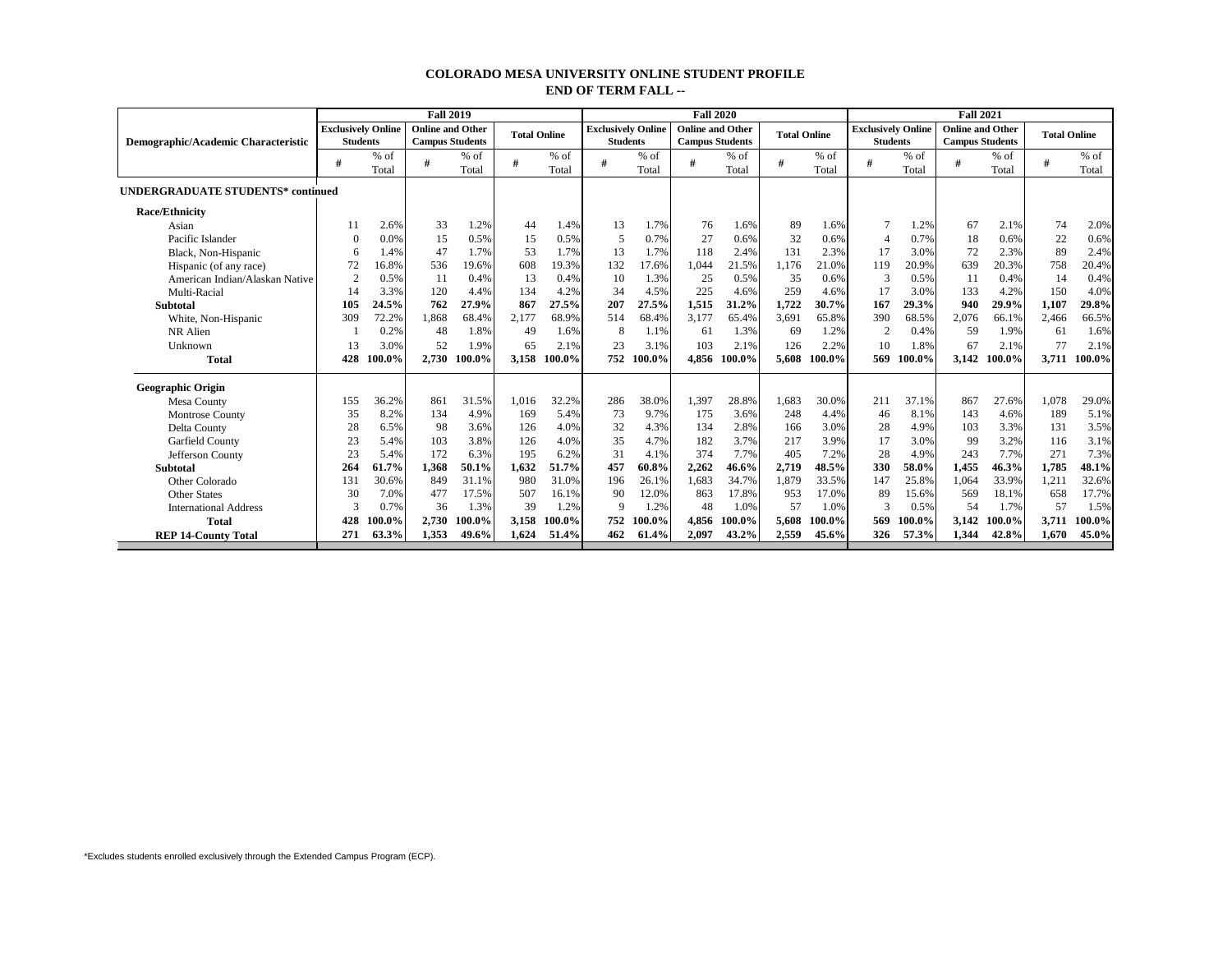# COLORADO MESA UNIVERSITY ONLINE STUDENT PROFILE
## END OF TERM FALL --

| Demographic/Academic Characteristic | Fall 2019 | | | | | | Fall 2020 | | | | | | Fall 2021 | | | | | |
|---|---|---|---|---|---|---|---|---|---|---|---|---|---|---|---|---|---|---|
| | Exclusively Online Students | | Online and Other Campus Students | | Total Online | | Exclusively Online Students | | Online and Other Campus Students | | Total Online | | Exclusively Online Students | | Online and Other Campus Students | | Total Online | |
| | # | % of Total | # | % of Total | # | % of Total | # | % of Total | # | % of Total | # | % of Total | # | % of Total | # | % of Total | # | % of Total |
| **UNDERGRADUATE STUDENTS* continued** | | | | | | | | | | | | | | | | | | |
| **Race/Ethnicity** | | | | | | | | | | | | | | | | | | |
| Asian | 11 | 2.6% | 33 | 1.2% | 44 | 1.4% | 13 | 1.7% | 76 | 1.6% | 89 | 1.6% | 7 | 1.2% | 67 | 2.1% | 74 | 2.0% |
| Pacific Islander | 0 | 0.0% | 15 | 0.5% | 15 | 0.5% | 5 | 0.7% | 27 | 0.6% | 32 | 0.6% | 4 | 0.7% | 18 | 0.6% | 22 | 0.6% |
| Black, Non-Hispanic | 6 | 1.4% | 47 | 1.7% | 53 | 1.7% | 13 | 1.7% | 118 | 2.4% | 131 | 2.3% | 17 | 3.0% | 72 | 2.3% | 89 | 2.4% |
| Hispanic (of any race) | 72 | 16.8% | 536 | 19.6% | 608 | 19.3% | 132 | 17.6% | 1,044 | 21.5% | 1,176 | 21.0% | 119 | 20.9% | 639 | 20.3% | 758 | 20.4% |
| American Indian/Alaskan Native | 2 | 0.5% | 11 | 0.4% | 13 | 0.4% | 10 | 1.3% | 25 | 0.5% | 35 | 0.6% | 3 | 0.5% | 11 | 0.4% | 14 | 0.4% |
| Multi-Racial | 14 | 3.3% | 120 | 4.4% | 134 | 4.2% | 34 | 4.5% | 225 | 4.6% | 259 | 4.6% | 17 | 3.0% | 133 | 4.2% | 150 | 4.0% |
| **Subtotal** | **105** | **24.5%** | **762** | **27.9%** | **867** | **27.5%** | **207** | **27.5%** | **1,515** | **31.2%** | **1,722** | **30.7%** | **167** | **29.3%** | **940** | **29.9%** | **1,107** | **29.8%** |
| White, Non-Hispanic | 309 | 72.2% | 1,868 | 68.4% | 2,177 | 68.9% | 514 | 68.4% | 3,177 | 65.4% | 3,691 | 65.8% | 390 | 68.5% | 2,076 | 66.1% | 2,466 | 66.5% |
| NR Alien | 1 | 0.2% | 48 | 1.8% | 49 | 1.6% | 8 | 1.1% | 61 | 1.3% | 69 | 1.2% | 2 | 0.4% | 59 | 1.9% | 61 | 1.6% |
| Unknown | 13 | 3.0% | 52 | 1.9% | 65 | 2.1% | 23 | 3.1% | 103 | 2.1% | 126 | 2.2% | 10 | 1.8% | 67 | 2.1% | 77 | 2.1% |
| **Total** | **428** | **100.0%** | **2,730** | **100.0%** | **3,158** | **100.0%** | **752** | **100.0%** | **4,856** | **100.0%** | **5,608** | **100.0%** | **569** | **100.0%** | **3,142** | **100.0%** | **3,711** | **100.0%** |
| **Geographic Origin** | | | | | | | | | | | | | | | | | | |
| Mesa County | 155 | 36.2% | 861 | 31.5% | 1,016 | 32.2% | 286 | 38.0% | 1,397 | 28.8% | 1,683 | 30.0% | 211 | 37.1% | 867 | 27.6% | 1,078 | 29.0% |
| Montrose County | 35 | 8.2% | 134 | 4.9% | 169 | 5.4% | 73 | 9.7% | 175 | 3.6% | 248 | 4.4% | 46 | 8.1% | 143 | 4.6% | 189 | 5.1% |
| Delta County | 28 | 6.5% | 98 | 3.6% | 126 | 4.0% | 32 | 4.3% | 134 | 2.8% | 166 | 3.0% | 28 | 4.9% | 103 | 3.3% | 131 | 3.5% |
| Garfield County | 23 | 5.4% | 103 | 3.8% | 126 | 4.0% | 35 | 4.7% | 182 | 3.7% | 217 | 3.9% | 17 | 3.0% | 99 | 3.2% | 116 | 3.1% |
| Jefferson County | 23 | 5.4% | 172 | 6.3% | 195 | 6.2% | 31 | 4.1% | 374 | 7.7% | 405 | 7.2% | 28 | 4.9% | 243 | 7.7% | 271 | 7.3% |
| **Subtotal** | **264** | **61.7%** | **1,368** | **50.1%** | **1,632** | **51.7%** | **457** | **60.8%** | **2,262** | **46.6%** | **2,719** | **48.5%** | **330** | **58.0%** | **1,455** | **46.3%** | **1,785** | **48.1%** |
| Other Colorado | 131 | 30.6% | 849 | 31.1% | 980 | 31.0% | 196 | 26.1% | 1,683 | 34.7% | 1,879 | 33.5% | 147 | 25.8% | 1,064 | 33.9% | 1,211 | 32.6% |
| Other States | 30 | 7.0% | 477 | 17.5% | 507 | 16.1% | 90 | 12.0% | 863 | 17.8% | 953 | 17.0% | 89 | 15.6% | 569 | 18.1% | 658 | 17.7% |
| International Address | 3 | 0.7% | 36 | 1.3% | 39 | 1.2% | 9 | 1.2% | 48 | 1.0% | 57 | 1.0% | 3 | 0.5% | 54 | 1.7% | 57 | 1.5% |
| **Total** | **428** | **100.0%** | **2,730** | **100.0%** | **3,158** | **100.0%** | **752** | **100.0%** | **4,856** | **100.0%** | **5,608** | **100.0%** | **569** | **100.0%** | **3,142** | **100.0%** | **3,711** | **100.0%** |
| **REP 14-County Total** | **271** | **63.3%** | **1,353** | **49.6%** | **1,624** | **51.4%** | **462** | **61.4%** | **2,097** | **43.2%** | **2,559** | **45.6%** | **326** | **57.3%** | **1,344** | **42.8%** | **1,670** | **45.0%** |

*Excludes students enrolled exclusively through the Extended Campus Program (ECP).